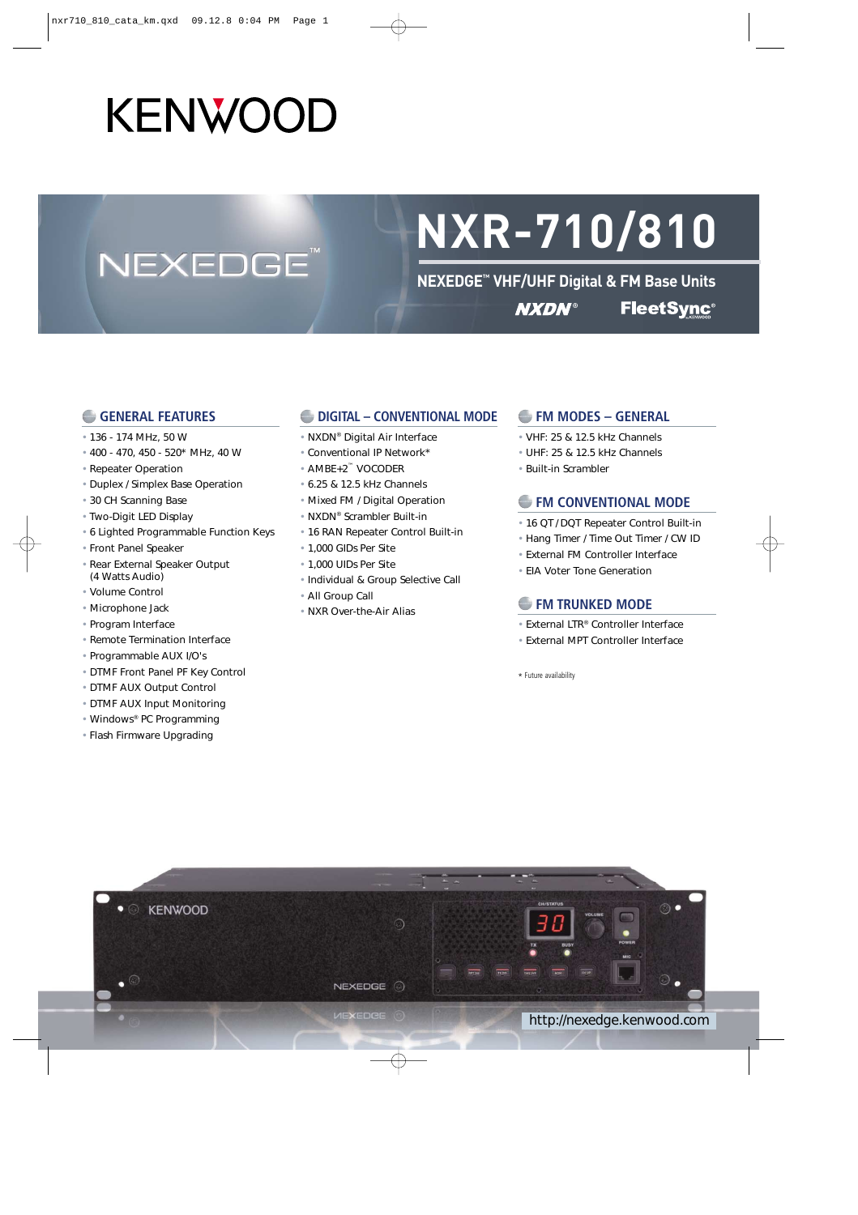# KENWOOD

NEXEDGE™

# NXR-710/810

## NEXEDGE™ VHF/UHF Digital & FM Base Units

NXDN® FleetSync®

## GENERAL FEATURES

- 136 - 174 MHz, 50 W
- 400 - 470, 450 - 520* MHz, 40 W
- Repeater Operation
- Duplex / Simplex Base Operation
- 30 CH Scanning Base
- Two-Digit LED Display
- 6 Lighted Programmable Function Keys
- Front Panel Speaker
- Rear External Speaker Output (4 Watts Audio)
- Volume Control
- Microphone Jack
- Program Interface
- Remote Termination Interface
- Programmable AUX I/O's
- DTMF Front Panel PF Key Control
- DTMF AUX Output Control
- DTMF AUX Input Monitoring
- Windows® PC Programming
- Flash Firmware Upgrading

## DIGITAL – CONVENTIONAL MODE

- NXDN® Digital Air Interface
- Conventional IP Network*
- AMBE+2™ VOCODER
- 6.25 & 12.5 kHz Channels
- Mixed FM / Digital Operation
- NXDN® Scrambler Built-in
- 16 RAN Repeater Control Built-in
- 1,000 GIDs Per Site
- 1,000 UIDs Per Site
- Individual & Group Selective Call
- All Group Call
- NXR Over-the-Air Alias

## FM MODES – GENERAL

- VHF: 25 & 12.5 kHz Channels
- UHF: 25 & 12.5 kHz Channels
- Built-in Scrambler

## FM CONVENTIONAL MODE

- 16 QT / DQT Repeater Control Built-in
- Hang Timer / Time Out Timer / CW ID
- External FM Controller Interface
- EIA Voter Tone Generation

## FM TRUNKED MODE

- External LTR® Controller Interface
- External MPT Controller Interface

* Future availability

http://nexedge.kenwood.com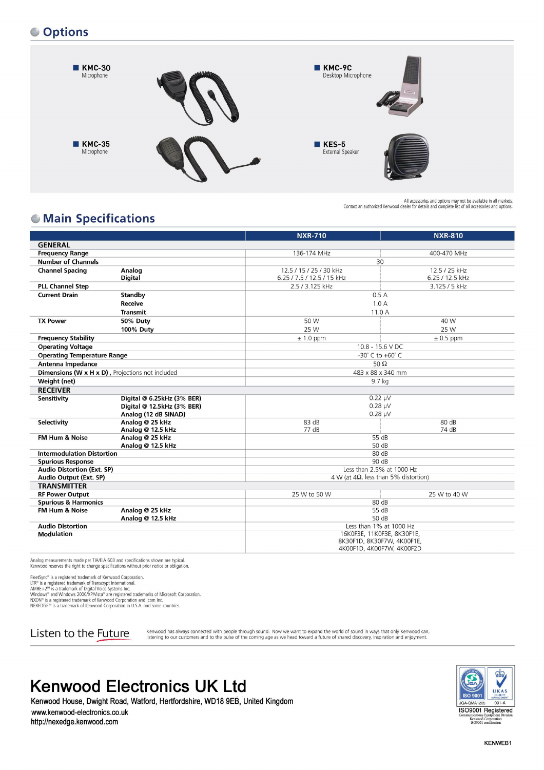## Options

- **KMC-30** Microphone
- **KMC-9C** Desktop Microphone
- **KMC-35** Microphone
- **KES-5** External Speaker

All accessories and options may not be available in all markets.
Contact an authorized Kenwood dealer for details and complete list of all accessories and options.

## Main Specifications

| | | NXR-710 | NXR-810 |
|---|---|---|---|
| **GENERAL** | | | |
| **Frequency Range** | | 136-174 MHz | 400-470 MHz |
| **Number of Channels** | | 30 | 30 |
| **Channel Spacing** | **Analog** | 12.5 / 15 / 25 / 30 kHz | 12.5 / 25 kHz |
| | **Digital** | 6.25 / 7.5 / 12.5 / 15 kHz | 6.25 / 12.5 kHz |
| **PLL Channel Step** | | 2.5 / 3.125 kHz | 3.125 / 5 kHz |
| **Current Drain** | **Standby** | 0.5 A | 0.5 A |
| | **Receive** | 1.0 A | 1.0 A |
| | **Transmit** | 11.0 A | 11.0 A |
| **TX Power** | **50% Duty** | 50 W | 40 W |
| | **100% Duty** | 25 W | 25 W |
| **Frequency Stability** | | ± 1.0 ppm | ± 0.5 ppm |
| **Operating Voltage** | | 10.8 - 15.6 V DC | 10.8 - 15.6 V DC |
| **Operating Temperature Range** | | -30° C to +60° C | -30° C to +60° C |
| **Antenna Impedance** | | 50 Ω | 50 Ω |
| **Dimensions (W x H x D)**, Projections not included | | 483 x 88 x 340 mm | 483 x 88 x 340 mm |
| **Weight (net)** | | 9.7 kg | 9.7 kg |
| **RECEIVER** | | | |
| **Sensitivity** | **Digital @ 6.25kHz (3% BER)** | 0.22 μV | 0.22 μV |
| | **Digital @ 12.5kHz (3% BER)** | 0.28 μV | 0.28 μV |
| | **Analog (12 dB SINAD)** | 0.28 μV | 0.28 μV |
| **Selectivity** | **Analog @ 25 kHz** | 83 dB | 80 dB |
| | **Analog @ 12.5 kHz** | 77 dB | 74 dB |
| **FM Hum & Noise** | **Analog @ 25 kHz** | 55 dB | 55 dB |
| | **Analog @ 12.5 kHz** | 50 dB | 50 dB |
| **Intermodulation Distortion** | | 80 dB | 80 dB |
| **Spurious Response** | | 90 dB | 90 dB |
| **Audio Distortion (Ext. SP)** | | Less than 2.5% at 1000 Hz | Less than 2.5% at 1000 Hz |
| **Audio Output (Ext. SP)** | | 4 W (at 4Ω, less than 5% distortion) | 4 W (at 4Ω, less than 5% distortion) |
| **TRANSMITTER** | | | |
| **RF Power Output** | | 25 W to 50 W | 25 W to 40 W |
| **Spurious & Harmonics** | | 80 dB | 80 dB |
| **FM Hum & Noise** | **Analog @ 25 kHz** | 55 dB | 55 dB |
| | **Analog @ 12.5 kHz** | 50 dB | 50 dB |
| **Audio Distortion** | | Less than 1% at 1000 Hz | Less than 1% at 1000 Hz |
| **Modulation** | | 16K0F3E, 11K0F3E, 8K30F1E, 8K30F1D, 8K30F7W, 4K00F1E, 4K00F1D, 4K00F7W, 4K00F2D | 16K0F3E, 11K0F3E, 8K30F1E, 8K30F1D, 8K30F7W, 4K00F1E, 4K00F1D, 4K00F7W, 4K00F2D |

Analog measurements made per TIA/EIA 603 and specifications shown are typical.
Kenwood reserves the right to change specifications without prior notice or obligation.

FleetSync® is a registered trademark of Kenwood Corporation.
LTR® is a registered trademark of Transcrypt International.
AMBE+2™ is a trademark of Digital Voice Systems Inc.
Windows® and Windows 2000/XP/Vista® are registered trademarks of Microsoft Corporation.
NXDN® is a registered trademark of Kenwood Corporation and Icom Inc.
NEXEDGE™ is a trademark of Kenwood Corporation in U.S.A. and some countries.

**Listen to the Future**

Kenwood has always connected with people through sound. Now we want to expand the world of sound in ways that only Kenwood can, listening to our customers and to the pulse of the coming age as we head toward a future of shared discovery, inspiration and enjoyment.

# Kenwood Electronics UK Ltd

Kenwood House, Dwight Road, Watford, Hertfordshire, WD18 9EB, United Kingdom
www.kenwood-electronics.co.uk
http://nexedge.kenwood.com

ISO 9001 JQA-QMA1205 UKAS 091-A
ISO9001 Registered
Communications Equipment Division Kenwood Corporation ISO9001 certification

KENWEB1